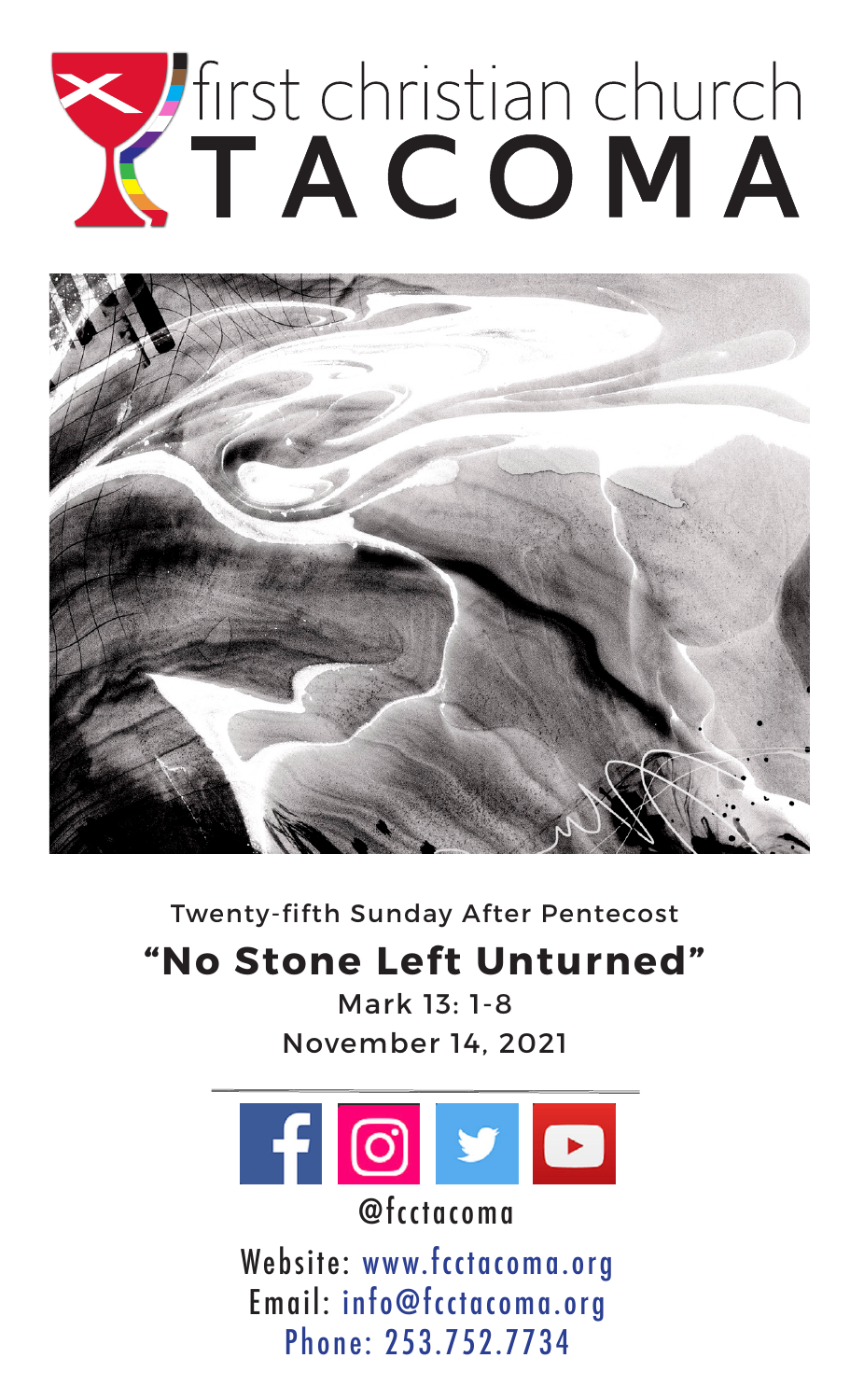# first christian church TACOMA

Twenty-fifth Sunday After Pentecost

## "No Stone Left Unturned"

Mark 13: 1-8

November 14, 2021

@fcctacoma

Website: www.fcctacoma.org

Email: info@fcctacoma.org

Phone: 253.752.7734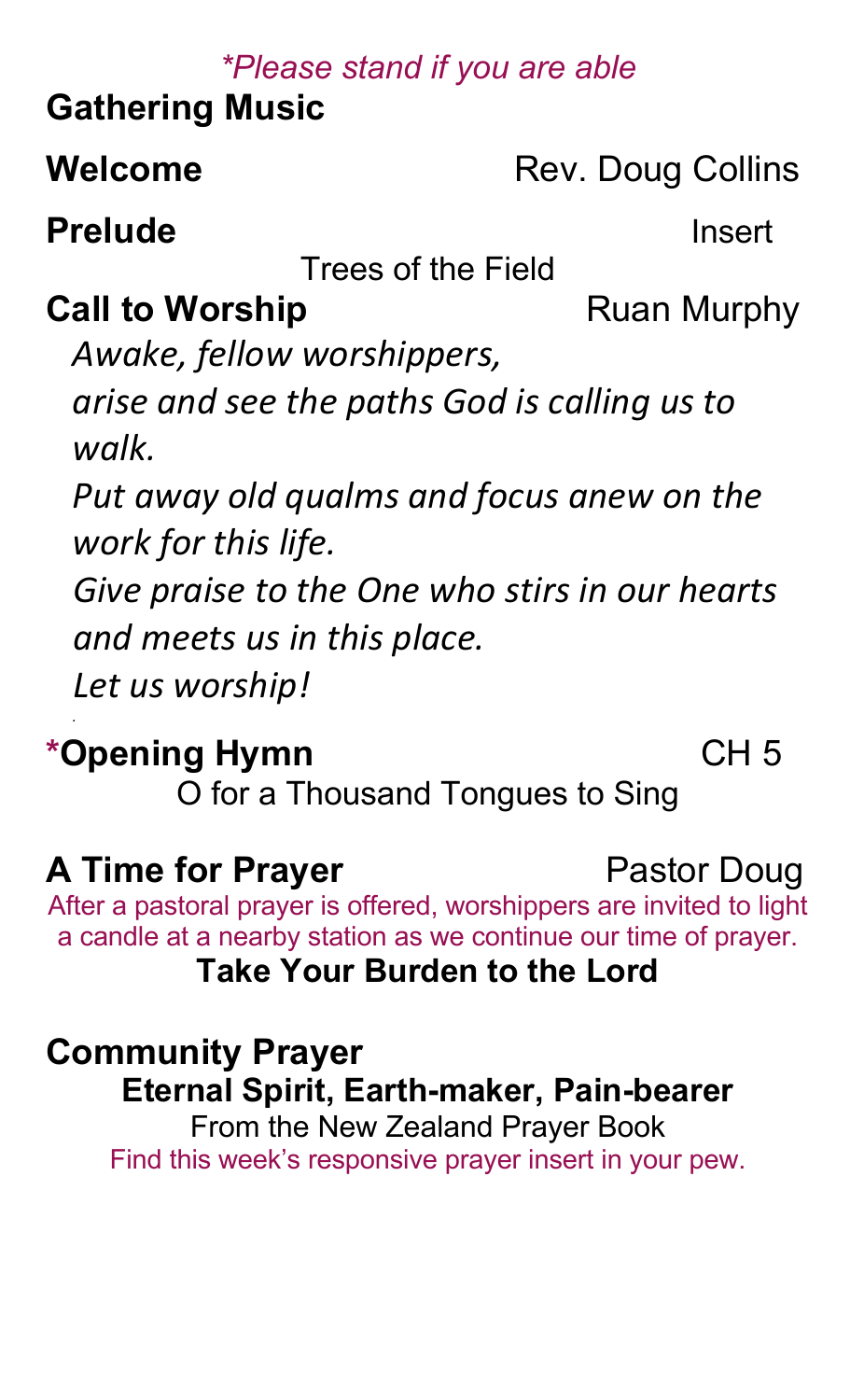*\*Please stand if you are able*

**Gathering Music**

**Welcome** Rev. Doug Collins

**Prelude** Insert

Trees of the Field

**Call to Worship** Ruan Murphy

*Awake, fellow worshippers,*
*arise and see the paths God is calling us to walk.*
*Put away old qualms and focus anew on the work for this life.*
*Give praise to the One who stirs in our hearts and meets us in this place.*
*Let us worship!*

**\*Opening Hymn** CH 5

O for a Thousand Tongues to Sing

**A Time for Prayer** Pastor Doug

After a pastoral prayer is offered, worshippers are invited to light a candle at a nearby station as we continue our time of prayer.

**Take Your Burden to the Lord**

**Community Prayer**

**Eternal Spirit, Earth-maker, Pain-bearer**

From the New Zealand Prayer Book

Find this week's responsive prayer insert in your pew.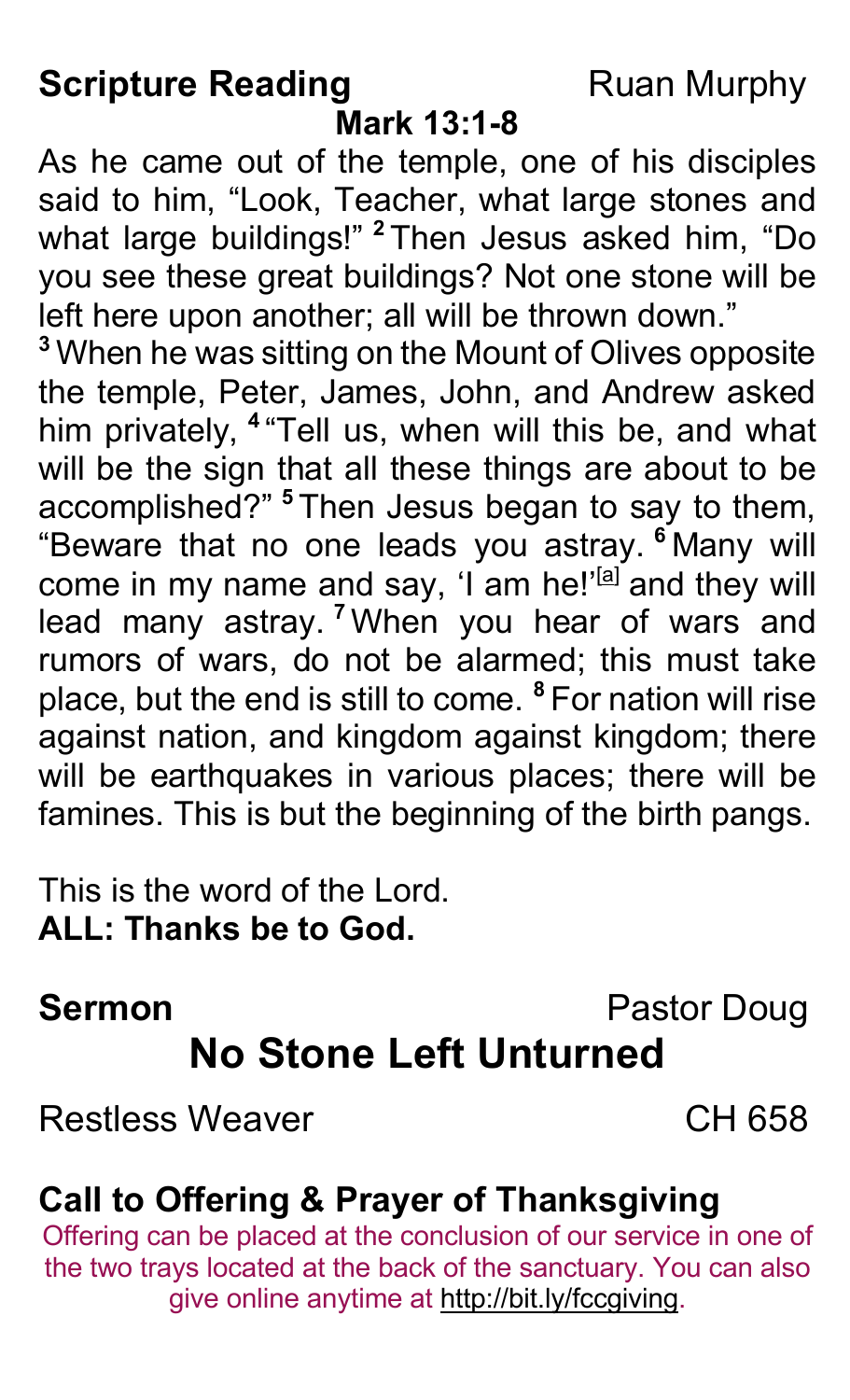**Scripture Reading** Ruan Murphy

**Mark 13:1-8**

As he came out of the temple, one of his disciples said to him, “Look, Teacher, what large stones and what large buildings!” [2] Then Jesus asked him, “Do you see these great buildings? Not one stone will be left here upon another; all will be thrown down.”

[3] When he was sitting on the Mount of Olives opposite the temple, Peter, James, John, and Andrew asked him privately, [4] “Tell us, when will this be, and what will be the sign that all these things are about to be accomplished?” [5] Then Jesus began to say to them, “Beware that no one leads you astray. [6] Many will come in my name and say, ‘I am he!’[a] and they will lead many astray. [7] When you hear of wars and rumors of wars, do not be alarmed; this must take place, but the end is still to come. [8] For nation will rise against nation, and kingdom against kingdom; there will be earthquakes in various places; there will be famines. This is but the beginning of the birth pangs.

This is the word of the Lord.
**ALL: Thanks be to God.**

**Sermon** Pastor Doug

## No Stone Left Unturned

Restless Weaver CH 658

**Call to Offering & Prayer of Thanksgiving**

Offering can be placed at the conclusion of our service in one of the two trays located at the back of the sanctuary. You can also give online anytime at http://bit.ly/fccgiving.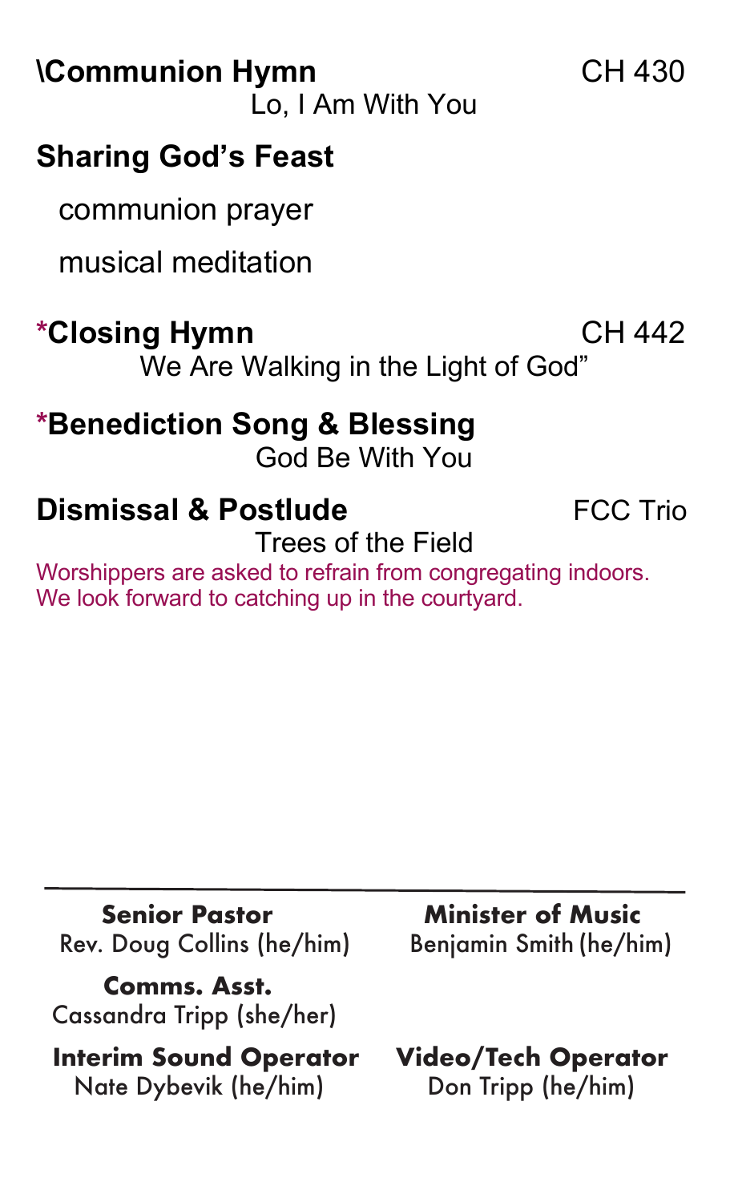**\Communion Hymn** CH 430

Lo, I Am With You

**Sharing God's Feast**

communion prayer

musical meditation

***Closing Hymn** CH 442

We Are Walking in the Light of God"

***Benediction Song & Blessing**

God Be With You

**Dismissal & Postlude** FCC Trio

Trees of the Field

Worshippers are asked to refrain from congregating indoors.
We look forward to catching up in the courtyard.

---

**Senior Pastor**
Rev. Doug Collins (he/him)

**Minister of Music**
Benjamin Smith (he/him)

**Comms. Asst.**
Cassandra Tripp (she/her)

**Interim Sound Operator**
Nate Dybevik (he/him)

**Video/Tech Operator**
Don Tripp (he/him)